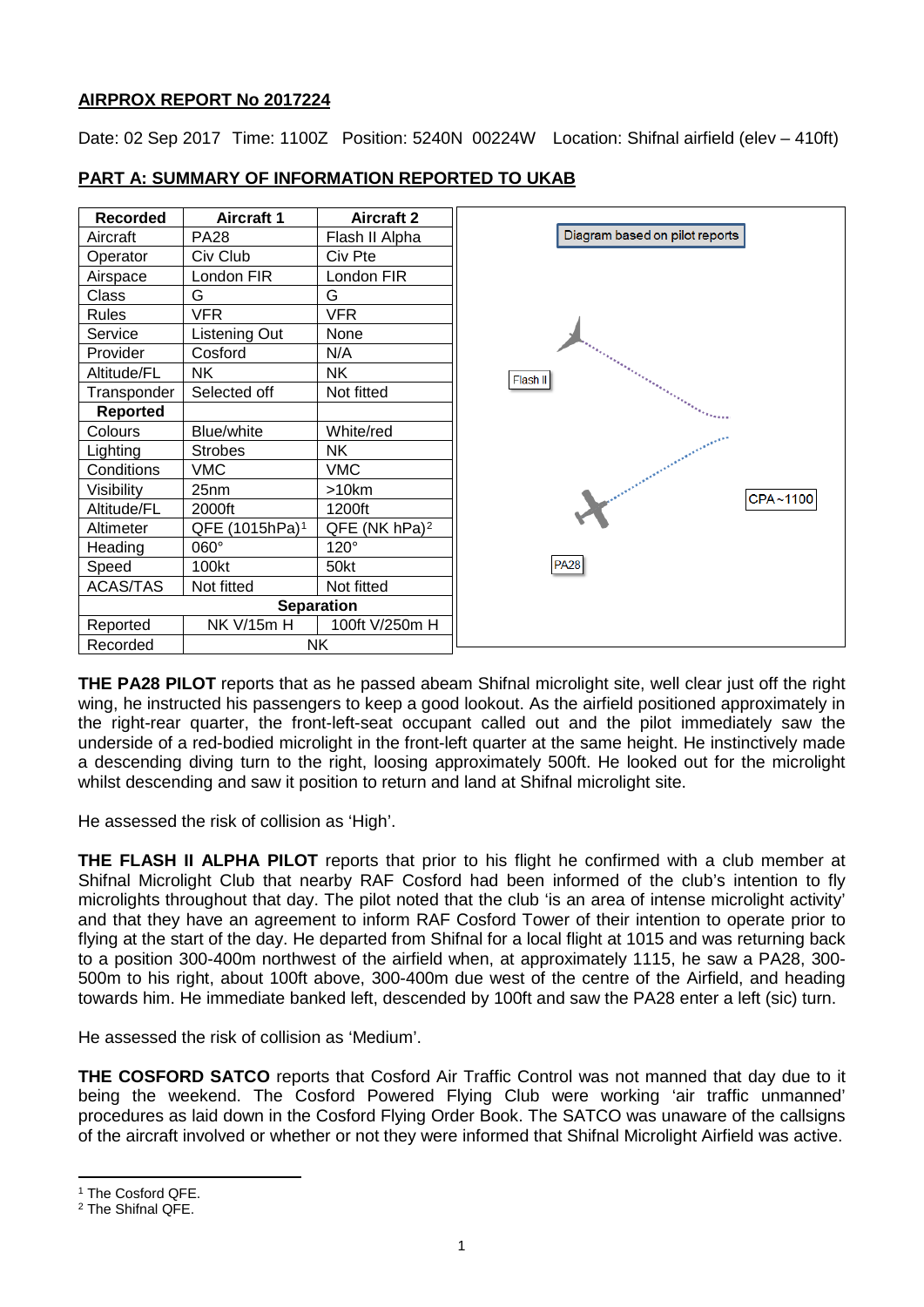**AIRPROX REPORT No 2017224**

Date: 02 Sep 2017 Time: 1100Z Position: 5240N 00224W Location: Shifnal airfield (elev – 410ft)

**PART A: SUMMARY OF INFORMATION REPORTED TO UKAB**

| Recorded | Aircraft 1 | Aircraft 2 |
|---|---|---|
| Aircraft | PA28 | Flash II Alpha |
| Operator | Civ Club | Civ Pte |
| Airspace | London FIR | London FIR |
| Class | G | G |
| Rules | VFR | VFR |
| Service | Listening Out | None |
| Provider | Cosford | N/A |
| Altitude/FL | NK | NK |
| Transponder | Selected off | Not fitted |
| **Reported** | | |
| Colours | Blue/white | White/red |
| Lighting | Strobes | NK |
| Conditions | VMC | VMC |
| Visibility | 25nm | >10km |
| Altitude/FL | 2000ft | 1200ft |
| Altimeter | QFE (1015hPa)[1] | QFE (NK hPa)[2] |
| Heading | 060° | 120° |
| Speed | 100kt | 50kt |
| ACAS/TAS | Not fitted | Not fitted |
| **Separation** | | |
| Reported | NK V/15m H | 100ft V/250m H |
| Recorded | NK | |

Diagram based on pilot reports

Flash II

PA28

CPA~1100

**THE PA28 PILOT** reports that as he passed abeam Shifnal microlight site, well clear just off the right wing, he instructed his passengers to keep a good lookout. As the airfield positioned approximately in the right-rear quarter, the front-left-seat occupant called out and the pilot immediately saw the underside of a red-bodied microlight in the front-left quarter at the same height. He instinctively made a descending diving turn to the right, loosing approximately 500ft. He looked out for the microlight whilst descending and saw it position to return and land at Shifnal microlight site.

He assessed the risk of collision as 'High'.

**THE FLASH II ALPHA PILOT** reports that prior to his flight he confirmed with a club member at Shifnal Microlight Club that nearby RAF Cosford had been informed of the club's intention to fly microlights throughout that day. The pilot noted that the club 'is an area of intense microlight activity' and that they have an agreement to inform RAF Cosford Tower of their intention to operate prior to flying at the start of the day. He departed from Shifnal for a local flight at 1015 and was returning back to a position 300-400m northwest of the airfield when, at approximately 1115, he saw a PA28, 300-500m to his right, about 100ft above, 300-400m due west of the centre of the Airfield, and heading towards him. He immediate banked left, descended by 100ft and saw the PA28 enter a left (sic) turn.

He assessed the risk of collision as 'Medium'.

**THE COSFORD SATCO** reports that Cosford Air Traffic Control was not manned that day due to it being the weekend. The Cosford Powered Flying Club were working 'air traffic unmanned' procedures as laid down in the Cosford Flying Order Book. The SATCO was unaware of the callsigns of the aircraft involved or whether or not they were informed that Shifnal Microlight Airfield was active.

[1] The Cosford QFE.

[2] The Shifnal QFE.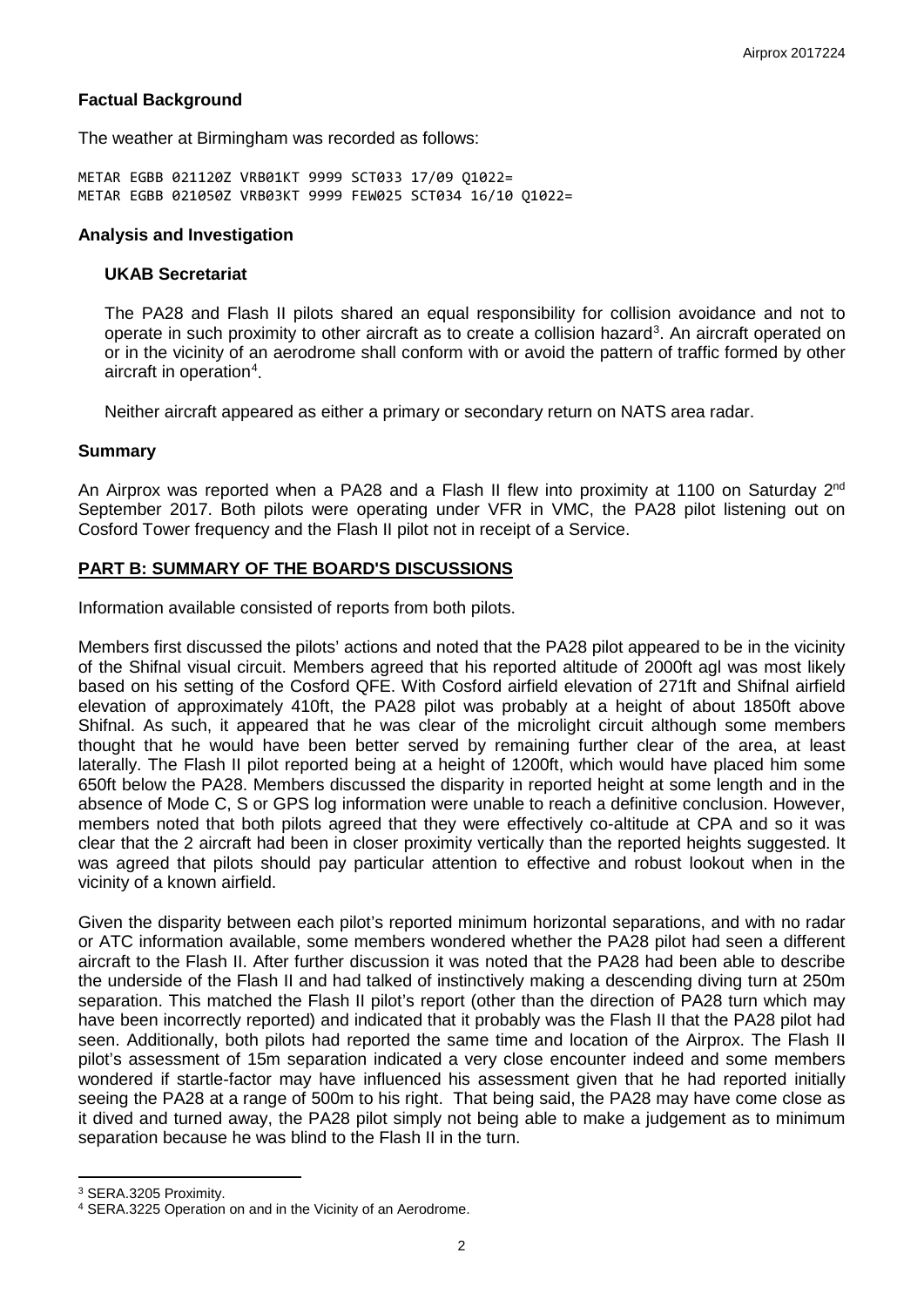## Factual Background

The weather at Birmingham was recorded as follows:

```
METAR EGBB 021120Z VRB01KT 9999 SCT033 17/09 Q1022=
METAR EGBB 021050Z VRB03KT 9999 FEW025 SCT034 16/10 Q1022=
```

## Analysis and Investigation

### UKAB Secretariat

The PA28 and Flash II pilots shared an equal responsibility for collision avoidance and not to operate in such proximity to other aircraft as to create a collision hazard[3]. An aircraft operated on or in the vicinity of an aerodrome shall conform with or avoid the pattern of traffic formed by other aircraft in operation[4].

Neither aircraft appeared as either a primary or secondary return on NATS area radar.

## Summary

An Airprox was reported when a PA28 and a Flash II flew into proximity at 1100 on Saturday 2nd September 2017. Both pilots were operating under VFR in VMC, the PA28 pilot listening out on Cosford Tower frequency and the Flash II pilot not in receipt of a Service.

## PART B: SUMMARY OF THE BOARD'S DISCUSSIONS

Information available consisted of reports from both pilots.

Members first discussed the pilots' actions and noted that the PA28 pilot appeared to be in the vicinity of the Shifnal visual circuit. Members agreed that his reported altitude of 2000ft agl was most likely based on his setting of the Cosford QFE. With Cosford airfield elevation of 271ft and Shifnal airfield elevation of approximately 410ft, the PA28 pilot was probably at a height of about 1850ft above Shifnal. As such, it appeared that he was clear of the microlight circuit although some members thought that he would have been better served by remaining further clear of the area, at least laterally. The Flash II pilot reported being at a height of 1200ft, which would have placed him some 650ft below the PA28. Members discussed the disparity in reported height at some length and in the absence of Mode C, S or GPS log information were unable to reach a definitive conclusion. However, members noted that both pilots agreed that they were effectively co-altitude at CPA and so it was clear that the 2 aircraft had been in closer proximity vertically than the reported heights suggested. It was agreed that pilots should pay particular attention to effective and robust lookout when in the vicinity of a known airfield.

Given the disparity between each pilot's reported minimum horizontal separations, and with no radar or ATC information available, some members wondered whether the PA28 pilot had seen a different aircraft to the Flash II. After further discussion it was noted that the PA28 had been able to describe the underside of the Flash II and had talked of instinctively making a descending diving turn at 250m separation. This matched the Flash II pilot's report (other than the direction of PA28 turn which may have been incorrectly reported) and indicated that it probably was the Flash II that the PA28 pilot had seen. Additionally, both pilots had reported the same time and location of the Airprox. The Flash II pilot's assessment of 15m separation indicated a very close encounter indeed and some members wondered if startle-factor may have influenced his assessment given that he had reported initially seeing the PA28 at a range of 500m to his right. That being said, the PA28 may have come close as it dived and turned away, the PA28 pilot simply not being able to make a judgement as to minimum separation because he was blind to the Flash II in the turn.

---

[3] SERA.3205 Proximity.

[4] SERA.3225 Operation on and in the Vicinity of an Aerodrome.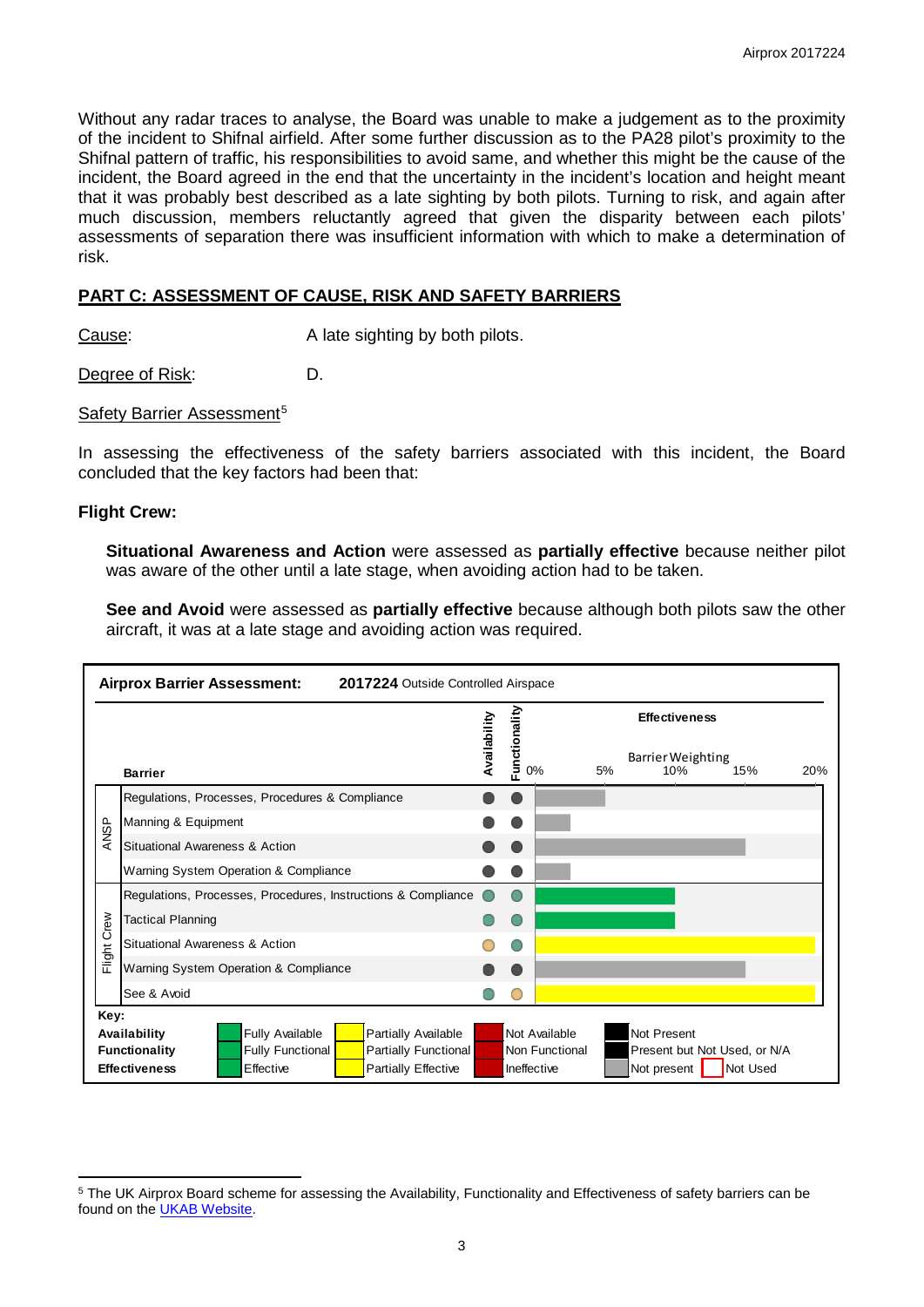Without any radar traces to analyse, the Board was unable to make a judgement as to the proximity of the incident to Shifnal airfield. After some further discussion as to the PA28 pilot's proximity to the Shifnal pattern of traffic, his responsibilities to avoid same, and whether this might be the cause of the incident, the Board agreed in the end that the uncertainty in the incident's location and height meant that it was probably best described as a late sighting by both pilots. Turning to risk, and again after much discussion, members reluctantly agreed that given the disparity between each pilots' assessments of separation there was insufficient information with which to make a determination of risk.

## PART C: ASSESSMENT OF CAUSE, RISK AND SAFETY BARRIERS

Cause: A late sighting by both pilots.

Degree of Risk: D.

Safety Barrier Assessment[5]

In assessing the effectiveness of the safety barriers associated with this incident, the Board concluded that the key factors had been that:

**Flight Crew:**

**Situational Awareness and Action** were assessed as **partially effective** because neither pilot was aware of the other until a late stage, when avoiding action had to be taken.

**See and Avoid** were assessed as **partially effective** because although both pilots saw the other aircraft, it was at a late stage and avoiding action was required.

**Airprox Barrier Assessment:** **2017224** Outside Controlled Airspace

Effectiveness
Barrier Weighting
0% 5% 10% 15% 20%

Barrier | Availability | Functionality

ANSP
Regulations, Processes, Procedures & Compliance
Manning & Equipment
Situational Awareness & Action
Warning System Operation & Compliance

Flight Crew
Regulations, Processes, Procedures, Instructions & Compliance
Tactical Planning
Situational Awareness & Action
Warning System Operation & Compliance
See & Avoid

Key:
Availability: Fully Available | Partially Available | Not Available | Not Present
Functionality: Fully Functional | Partially Functional | Non Functional | Present but Not Used, or N/A
Effectiveness: Effective | Partially Effective | Ineffective | Not present | Not Used

[5] The UK Airprox Board scheme for assessing the Availability, Functionality and Effectiveness of safety barriers can be found on the UKAB Website.